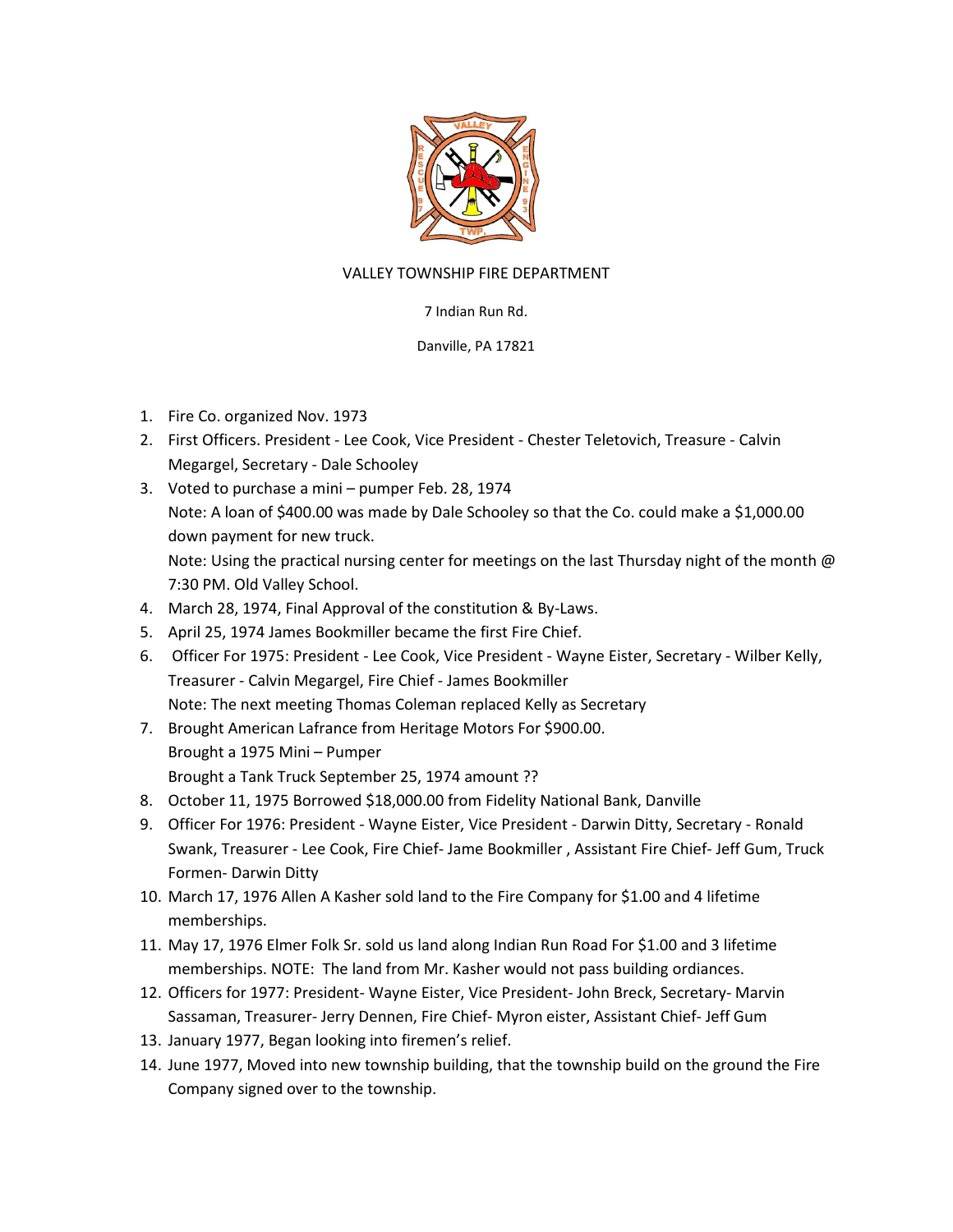VALLEY TOWNSHIP FIRE DEPARTMENT

7 Indian Run Rd.

Danville, PA 17821

1. Fire Co. organized Nov. 1973
2. First Officers. President - Lee Cook, Vice President - Chester Teletovich, Treasure - Calvin Megargel, Secretary - Dale Schooley
3. Voted to purchase a mini – pumper Feb. 28, 1974
   Note: A loan of $400.00 was made by Dale Schooley so that the Co. could make a $1,000.00 down payment for new truck.
   Note: Using the practical nursing center for meetings on the last Thursday night of the month @ 7:30 PM. Old Valley School.
4. March 28, 1974, Final Approval of the constitution & By-Laws.
5. April 25, 1974 James Bookmiller became the first Fire Chief.
6. Officer For 1975: President - Lee Cook, Vice President - Wayne Eister, Secretary - Wilber Kelly, Treasurer - Calvin Megargel, Fire Chief - James Bookmiller
   Note: The next meeting Thomas Coleman replaced Kelly as Secretary
7. Brought American Lafrance from Heritage Motors For $900.00.
   Brought a 1975 Mini – Pumper
   Brought a Tank Truck September 25, 1974 amount ??
8. October 11, 1975 Borrowed $18,000.00 from Fidelity National Bank, Danville
9. Officer For 1976: President - Wayne Eister, Vice President - Darwin Ditty, Secretary - Ronald Swank, Treasurer - Lee Cook, Fire Chief- Jame Bookmiller , Assistant Fire Chief- Jeff Gum, Truck Formen- Darwin Ditty
10. March 17, 1976 Allen A Kasher sold land to the Fire Company for $1.00 and 4 lifetime memberships.
11. May 17, 1976 Elmer Folk Sr. sold us land along Indian Run Road For $1.00 and 3 lifetime memberships. NOTE: The land from Mr. Kasher would not pass building ordiances.
12. Officers for 1977: President- Wayne Eister, Vice President- John Breck, Secretary- Marvin Sassaman, Treasurer- Jerry Dennen, Fire Chief- Myron eister, Assistant Chief- Jeff Gum
13. January 1977, Began looking into firemen's relief.
14. June 1977, Moved into new township building, that the township build on the ground the Fire Company signed over to the township.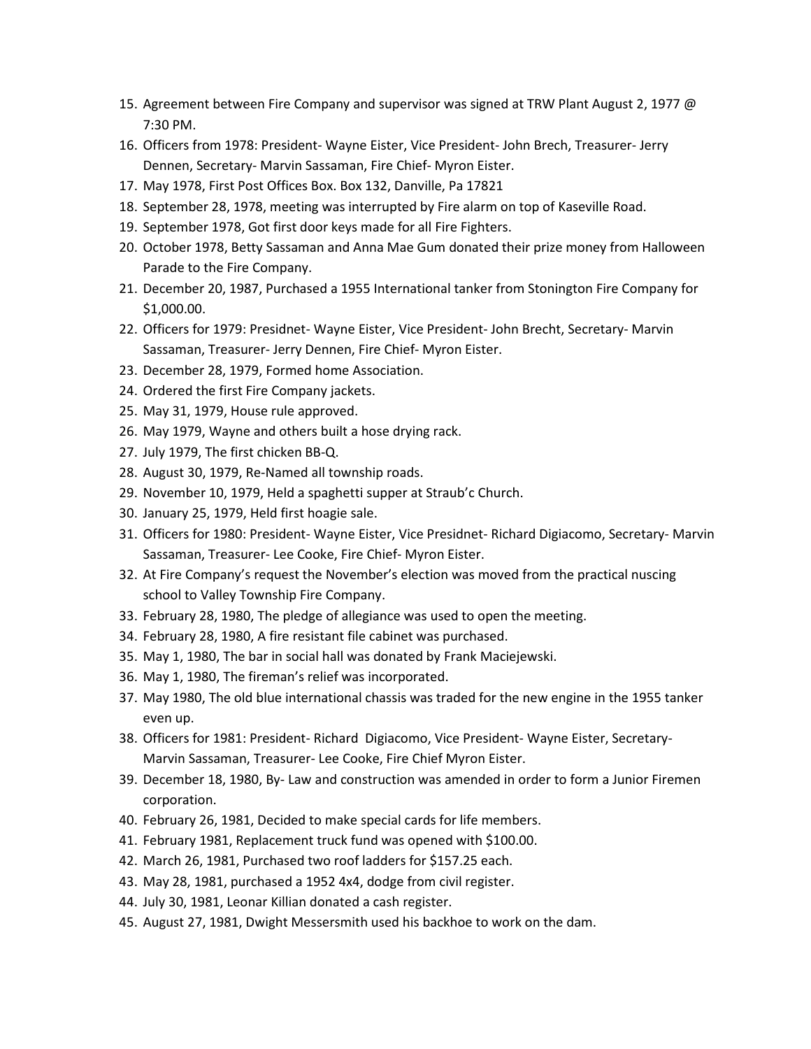15. Agreement between Fire Company and supervisor was signed at TRW Plant August 2, 1977 @ 7:30 PM.
16. Officers from 1978: President- Wayne Eister, Vice President- John Brech, Treasurer- Jerry Dennen, Secretary- Marvin Sassaman, Fire Chief- Myron Eister.
17. May 1978, First Post Offices Box. Box 132, Danville, Pa 17821
18. September 28, 1978, meeting was interrupted by Fire alarm on top of Kaseville Road.
19. September 1978, Got first door keys made for all Fire Fighters.
20. October 1978, Betty Sassaman and Anna Mae Gum donated their prize money from Halloween Parade to the Fire Company.
21. December 20, 1987, Purchased a 1955 International tanker from Stonington Fire Company for $1,000.00.
22. Officers for 1979: Presidnet- Wayne Eister, Vice President- John Brecht, Secretary- Marvin Sassaman, Treasurer- Jerry Dennen, Fire Chief- Myron Eister.
23. December 28, 1979, Formed home Association.
24. Ordered the first Fire Company jackets.
25. May 31, 1979, House rule approved.
26. May 1979, Wayne and others built a hose drying rack.
27. July 1979, The first chicken BB-Q.
28. August 30, 1979, Re-Named all township roads.
29. November 10, 1979, Held a spaghetti supper at Straub'c Church.
30. January 25, 1979, Held first hoagie sale.
31. Officers for 1980: President- Wayne Eister, Vice Presidnet- Richard Digiacomo, Secretary- Marvin Sassaman, Treasurer- Lee Cooke, Fire Chief- Myron Eister.
32. At Fire Company's request the November's election was moved from the practical nuscing school to Valley Township Fire Company.
33. February 28, 1980, The pledge of allegiance was used to open the meeting.
34. February 28, 1980, A fire resistant file cabinet was purchased.
35. May 1, 1980, The bar in social hall was donated by Frank Maciejewski.
36. May 1, 1980, The fireman's relief was incorporated.
37. May 1980, The old blue international chassis was traded for the new engine in the 1955 tanker even up.
38. Officers for 1981: President- Richard Digiacomo, Vice President- Wayne Eister, Secretary- Marvin Sassaman, Treasurer- Lee Cooke, Fire Chief Myron Eister.
39. December 18, 1980, By- Law and construction was amended in order to form a Junior Firemen corporation.
40. February 26, 1981, Decided to make special cards for life members.
41. February 1981, Replacement truck fund was opened with $100.00.
42. March 26, 1981, Purchased two roof ladders for $157.25 each.
43. May 28, 1981, purchased a 1952 4x4, dodge from civil register.
44. July 30, 1981, Leonar Killian donated a cash register.
45. August 27, 1981, Dwight Messersmith used his backhoe to work on the dam.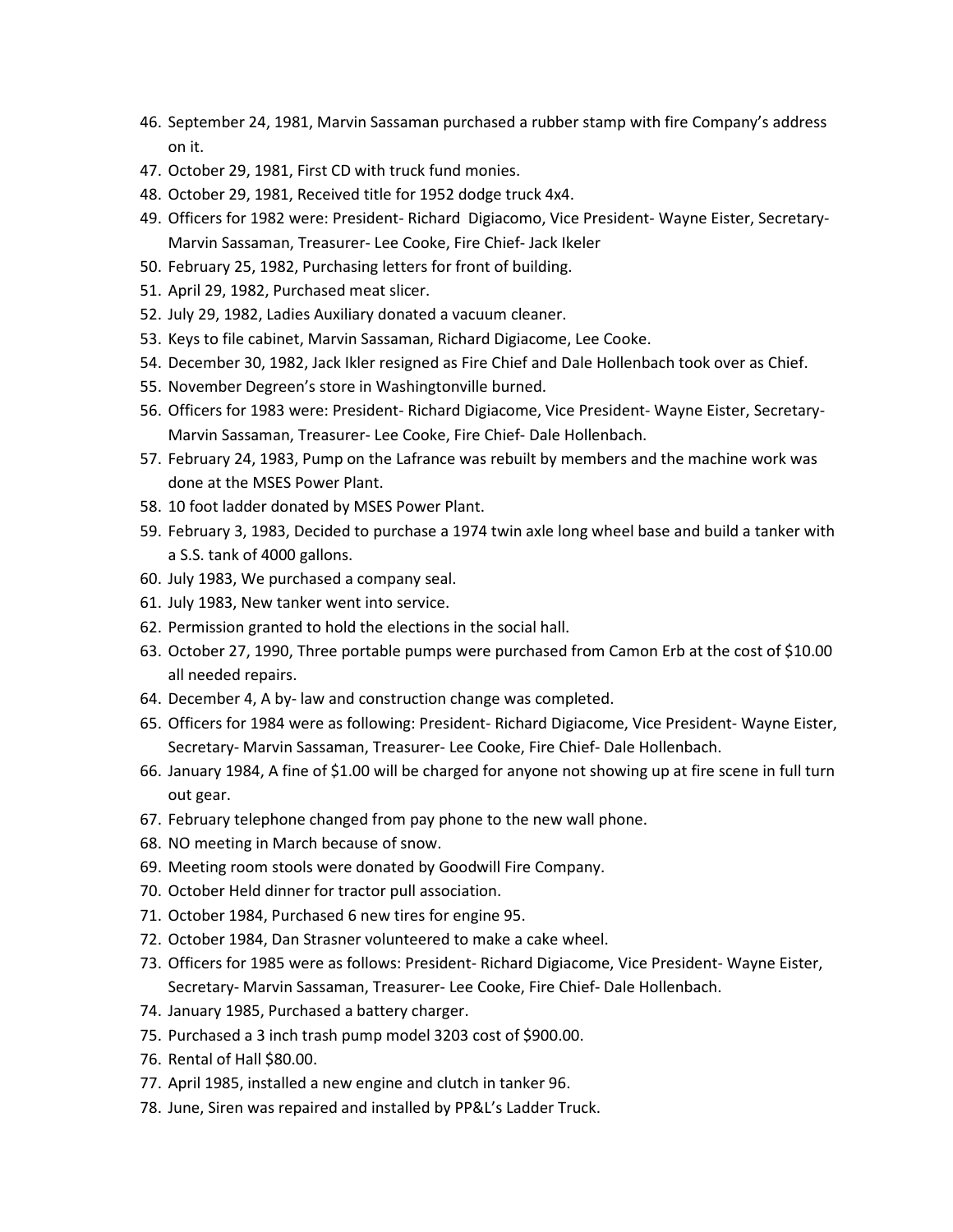46. September 24, 1981, Marvin Sassaman purchased a rubber stamp with fire Company's address on it.
47. October 29, 1981, First CD with truck fund monies.
48. October 29, 1981, Received title for 1952 dodge truck 4x4.
49. Officers for 1982 were: President- Richard Digiacomo, Vice President- Wayne Eister, Secretary- Marvin Sassaman, Treasurer- Lee Cooke, Fire Chief- Jack Ikeler
50. February 25, 1982, Purchasing letters for front of building.
51. April 29, 1982, Purchased meat slicer.
52. July 29, 1982, Ladies Auxiliary donated a vacuum cleaner.
53. Keys to file cabinet, Marvin Sassaman, Richard Digiacome, Lee Cooke.
54. December 30, 1982, Jack Ikler resigned as Fire Chief and Dale Hollenbach took over as Chief.
55. November Degreen's store in Washingtonville burned.
56. Officers for 1983 were: President- Richard Digiacome, Vice President- Wayne Eister, Secretary- Marvin Sassaman, Treasurer- Lee Cooke, Fire Chief- Dale Hollenbach.
57. February 24, 1983, Pump on the Lafrance was rebuilt by members and the machine work was done at the MSES Power Plant.
58. 10 foot ladder donated by MSES Power Plant.
59. February 3, 1983, Decided to purchase a 1974 twin axle long wheel base and build a tanker with a S.S. tank of 4000 gallons.
60. July 1983, We purchased a company seal.
61. July 1983, New tanker went into service.
62. Permission granted to hold the elections in the social hall.
63. October 27, 1990, Three portable pumps were purchased from Camon Erb at the cost of $10.00 all needed repairs.
64. December 4, A by- law and construction change was completed.
65. Officers for 1984 were as following: President- Richard Digiacome, Vice President- Wayne Eister, Secretary- Marvin Sassaman, Treasurer- Lee Cooke, Fire Chief- Dale Hollenbach.
66. January 1984, A fine of $1.00 will be charged for anyone not showing up at fire scene in full turn out gear.
67. February telephone changed from pay phone to the new wall phone.
68. NO meeting in March because of snow.
69. Meeting room stools were donated by Goodwill Fire Company.
70. October Held dinner for tractor pull association.
71. October 1984, Purchased 6 new tires for engine 95.
72. October 1984, Dan Strasner volunteered to make a cake wheel.
73. Officers for 1985 were as follows: President- Richard Digiacome, Vice President- Wayne Eister, Secretary- Marvin Sassaman, Treasurer- Lee Cooke, Fire Chief- Dale Hollenbach.
74. January 1985, Purchased a battery charger.
75. Purchased a 3 inch trash pump model 3203 cost of $900.00.
76. Rental of Hall $80.00.
77. April 1985, installed a new engine and clutch in tanker 96.
78. June, Siren was repaired and installed by PP&L's Ladder Truck.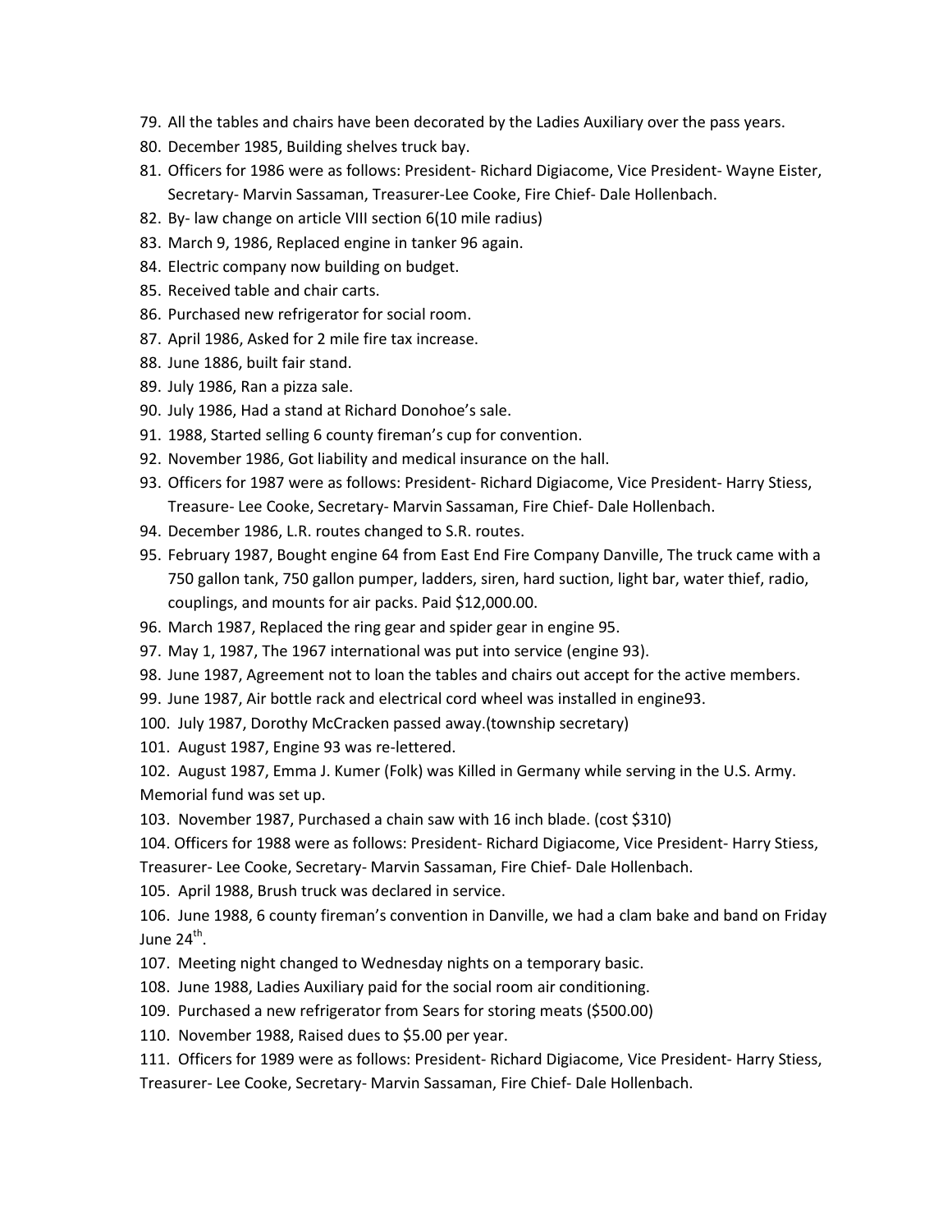79. All the tables and chairs have been decorated by the Ladies Auxiliary over the pass years.
80. December 1985, Building shelves truck bay.
81. Officers for 1986 were as follows: President- Richard Digiacome, Vice President- Wayne Eister, Secretary- Marvin Sassaman, Treasurer-Lee Cooke, Fire Chief- Dale Hollenbach.
82. By- law change on article VIII section 6(10 mile radius)
83. March 9, 1986, Replaced engine in tanker 96 again.
84. Electric company now building on budget.
85. Received table and chair carts.
86. Purchased new refrigerator for social room.
87. April 1986, Asked for 2 mile fire tax increase.
88. June 1886, built fair stand.
89. July 1986, Ran a pizza sale.
90. July 1986, Had a stand at Richard Donohoe's sale.
91. 1988, Started selling 6 county fireman's cup for convention.
92. November 1986, Got liability and medical insurance on the hall.
93. Officers for 1987 were as follows: President- Richard Digiacome, Vice President- Harry Stiess, Treasure- Lee Cooke, Secretary- Marvin Sassaman, Fire Chief- Dale Hollenbach.
94. December 1986, L.R. routes changed to S.R. routes.
95. February 1987, Bought engine 64 from East End Fire Company Danville, The truck came with a 750 gallon tank, 750 gallon pumper, ladders, siren, hard suction, light bar, water thief, radio, couplings, and mounts for air packs. Paid $12,000.00.
96. March 1987, Replaced the ring gear and spider gear in engine 95.
97. May 1, 1987, The 1967 international was put into service (engine 93).
98. June 1987, Agreement not to loan the tables and chairs out accept for the active members.
99. June 1987, Air bottle rack and electrical cord wheel was installed in engine93.
100. July 1987, Dorothy McCracken passed away.(township secretary)
101. August 1987, Engine 93 was re-lettered.
102. August 1987, Emma J. Kumer (Folk) was Killed in Germany while serving in the U.S. Army. Memorial fund was set up.
103. November 1987, Purchased a chain saw with 16 inch blade. (cost $310)
104. Officers for 1988 were as follows: President- Richard Digiacome, Vice President- Harry Stiess, Treasurer- Lee Cooke, Secretary- Marvin Sassaman, Fire Chief- Dale Hollenbach.
105. April 1988, Brush truck was declared in service.
106. June 1988, 6 county fireman's convention in Danville, we had a clam bake and band on Friday June 24th.
107. Meeting night changed to Wednesday nights on a temporary basic.
108. June 1988, Ladies Auxiliary paid for the social room air conditioning.
109. Purchased a new refrigerator from Sears for storing meats ($500.00)
110. November 1988, Raised dues to $5.00 per year.
111. Officers for 1989 were as follows: President- Richard Digiacome, Vice President- Harry Stiess, Treasurer- Lee Cooke, Secretary- Marvin Sassaman, Fire Chief- Dale Hollenbach.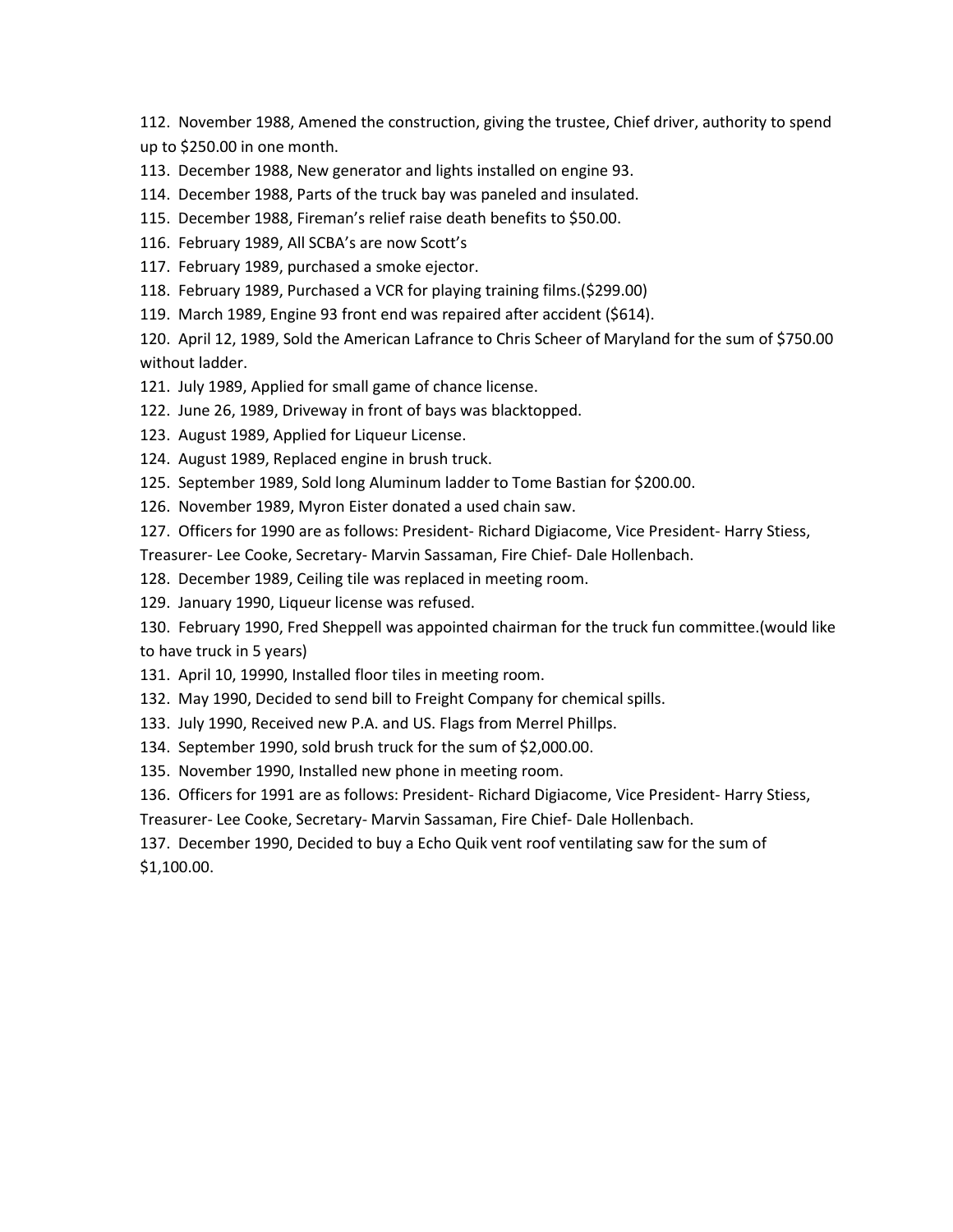112. November 1988, Amened the construction, giving the trustee, Chief driver, authority to spend up to $250.00 in one month.

113. December 1988, New generator and lights installed on engine 93.

114. December 1988, Parts of the truck bay was paneled and insulated.

115. December 1988, Fireman's relief raise death benefits to $50.00.

116. February 1989, All SCBA's are now Scott's

117. February 1989, purchased a smoke ejector.

118. February 1989, Purchased a VCR for playing training films.($299.00)

119. March 1989, Engine 93 front end was repaired after accident ($614).

120. April 12, 1989, Sold the American Lafrance to Chris Scheer of Maryland for the sum of $750.00 without ladder.

121. July 1989, Applied for small game of chance license.

122. June 26, 1989, Driveway in front of bays was blacktopped.

123. August 1989, Applied for Liqueur License.

124. August 1989, Replaced engine in brush truck.

125. September 1989, Sold long Aluminum ladder to Tome Bastian for $200.00.

126. November 1989, Myron Eister donated a used chain saw.

127. Officers for 1990 are as follows: President- Richard Digiacome, Vice President- Harry Stiess, Treasurer- Lee Cooke, Secretary- Marvin Sassaman, Fire Chief- Dale Hollenbach.

128. December 1989, Ceiling tile was replaced in meeting room.

129. January 1990, Liqueur license was refused.

130. February 1990, Fred Sheppell was appointed chairman for the truck fun committee.(would like to have truck in 5 years)

131. April 10, 19990, Installed floor tiles in meeting room.

132. May 1990, Decided to send bill to Freight Company for chemical spills.

133. July 1990, Received new P.A. and US. Flags from Merrel Phillps.

134. September 1990, sold brush truck for the sum of $2,000.00.

135. November 1990, Installed new phone in meeting room.

136. Officers for 1991 are as follows: President- Richard Digiacome, Vice President- Harry Stiess, Treasurer- Lee Cooke, Secretary- Marvin Sassaman, Fire Chief- Dale Hollenbach.

137. December 1990, Decided to buy a Echo Quik vent roof ventilating saw for the sum of $1,100.00.